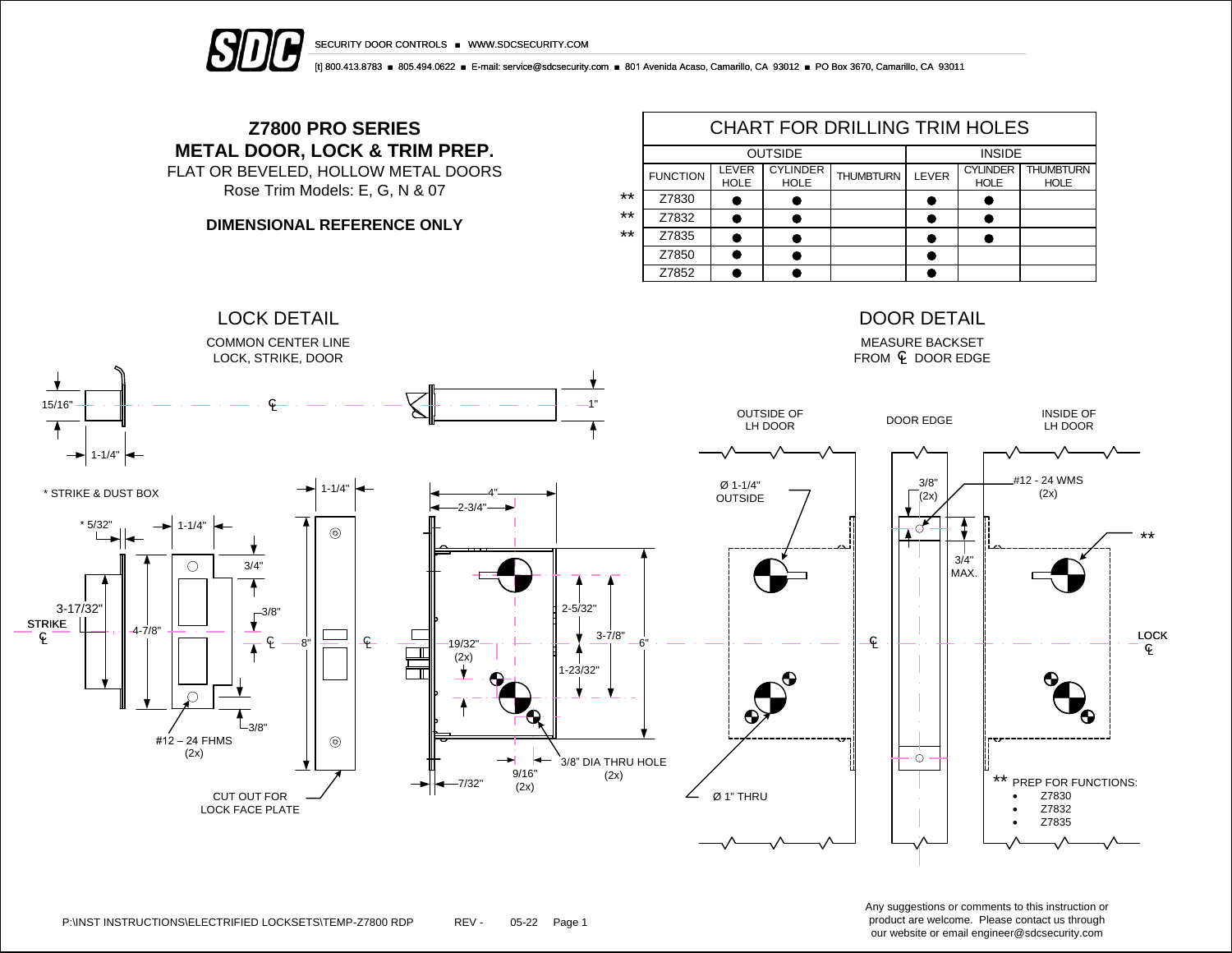SECURITY DOOR CONTROLS ■ WWW.SDCSECURITY.COM

[t] 800.413.8783 ■ 805.494.0622 ■ E-mail: service@sdcsecurity.com ■ 801 Avenida Acaso, Camarillo, CA 93012 ■ PO Box 3670, Camarillo, CA 93011

# Z7800 PRO SERIES
# METAL DOOR, LOCK & TRIM PREP.

FLAT OR BEVELED, HOLLOW METAL DOORS

Rose Trim Models: E, G, N & 07

**DIMENSIONAL REFERENCE ONLY**

## CHART FOR DRILLING TRIM HOLES

| | OUTSIDE | | | | INSIDE | | |
|---|---|---|---|---|---|---|---|
| FUNCTION | LEVER HOLE | CYLINDER HOLE | THUMBTURN | LEVER | CYLINDER HOLE | THUMBTURN HOLE |
| ** Z7830 | ● | ● | | ● | ● | |
| ** Z7832 | ● | ● | | ● | ● | |
| ** Z7835 | ● | ● | | ● | ● | |
| Z7850 | ● | ● | | ● | | |
| Z7852 | ● | ● | | ● | | |

## LOCK DETAIL

COMMON CENTER LINE
LOCK, STRIKE, DOOR

15/16" · 1-1/4" · ℄ · 1"

* STRIKE & DUST BOX

* 5/32" · 1-1/4" · 3/4" · 3-17/32" · STRIKE ℄ · 4-7/8" · 3/8" · ℄ · 3/8" · #12 – 24 FHMS (2x)

1-1/4" · 8" · ℄ · CUT OUT FOR LOCK FACE PLATE

4" · 2-3/4" · 2-5/32" · 3-7/8" · 6" · 19/32" (2x) · 1-23/32" · 7/32" · 9/16" (2x) · 3/8" DIA THRU HOLE (2x)

## DOOR DETAIL

MEASURE BACKSET
FROM ℄ DOOR EDGE

OUTSIDE OF LH DOOR · DOOR EDGE · INSIDE OF LH DOOR

Ø 1-1/4" OUTSIDE · 3/8" (2x) · #12 - 24 WMS (2x) · 3/4" MAX. · ** · ℄ · LOCK ℄ · Ø 1" THRU

** PREP FOR FUNCTIONS:

- Z7830
- Z7832
- Z7835

P:\INST INSTRUCTIONS\ELECTRIFIED LOCKSETS\TEMP-Z7800 RDP REV - 05-22

Any suggestions or comments to this instruction or product are welcome. Please contact us through our website or email engineer@sdcsecurity.com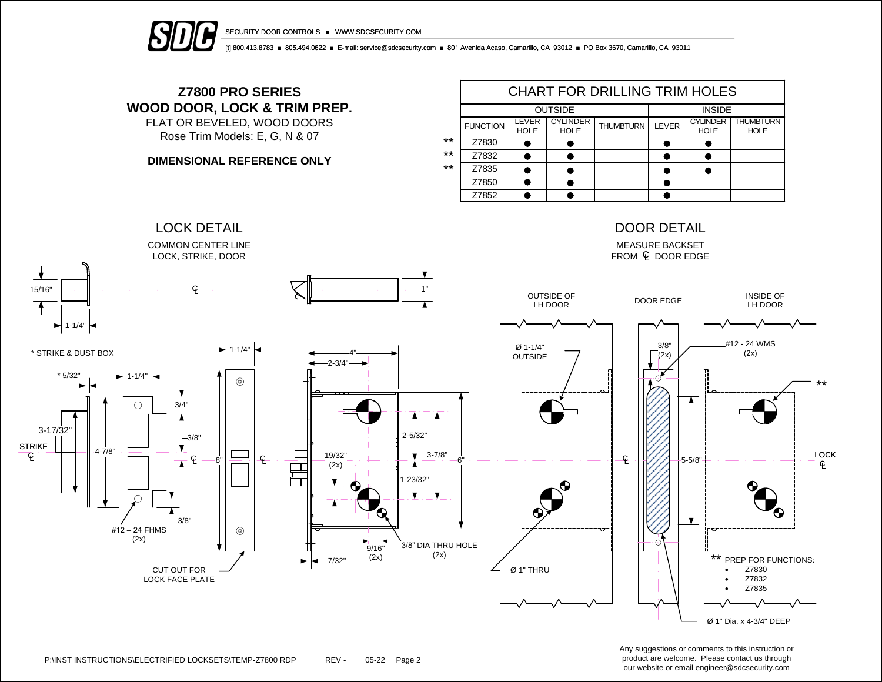SECURITY DOOR CONTROLS ■ WWW.SDCSECURITY.COM

[t] 800.413.8783 ■ 805.494.0622 ■ E-mail: service@sdcsecurity.com ■ 801 Avenida Acaso, Camarillo, CA 93012 ■ PO Box 3670, Camarillo, CA 93011

# Z7800 PRO SERIES
# WOOD DOOR, LOCK & TRIM PREP.

FLAT OR BEVELED, WOOD DOORS

Rose Trim Models: E, G, N & 07

**DIMENSIONAL REFERENCE ONLY**

## CHART FOR DRILLING TRIM HOLES

| | OUTSIDE | | | | INSIDE | | |
|---|---|---|---|---|---|---|---|
| FUNCTION | LEVER HOLE | CYLINDER HOLE | THUMBTURN | LEVER | CYLINDER HOLE | THUMBTURN HOLE |
| ** Z7830 | ● | ● | | ● | ● | |
| ** Z7832 | ● | ● | | ● | ● | |
| ** Z7835 | ● | ● | | ● | ● | |
| Z7850 | ● | ● | | ● | | |
| Z7852 | ● | ● | | ● | | |

## LOCK DETAIL

COMMON CENTER LINE
LOCK, STRIKE, DOOR

15/16"
1-1/4"
1"
* STRIKE & DUST BOX
* 5/32"
1-1/4"
3/4"
3-17/32"
STRIKE ℄
4-7/8"
3/8"
3/8"
#12 – 24 FHMS (2x)
1-1/4"
8"
CUT OUT FOR LOCK FACE PLATE
4"
2-3/4"
2-5/32"
19/32" (2x)
3-7/8"
6"
1-23/32"
9/16" (2x)
7/32"
3/8" DIA THRU HOLE (2x)

## DOOR DETAIL

MEASURE BACKSET
FROM ℄ DOOR EDGE

OUTSIDE OF LH DOOR
DOOR EDGE
INSIDE OF LH DOOR
Ø 1-1/4" OUTSIDE
3/8" (2x)
#12 - 24 WMS (2x)
**
5-5/8"
LOCK ℄
Ø 1" THRU
Ø 1" Dia. x 4-3/4" DEEP

** PREP FOR FUNCTIONS:

- Z7830
- Z7832
- Z7835

P:\INST INSTRUCTIONS\ELECTRIFIED LOCKSETS\TEMP-Z7800 RDP REV - 05-22

Any suggestions or comments to this instruction or product are welcome. Please contact us through our website or email engineer@sdcsecurity.com